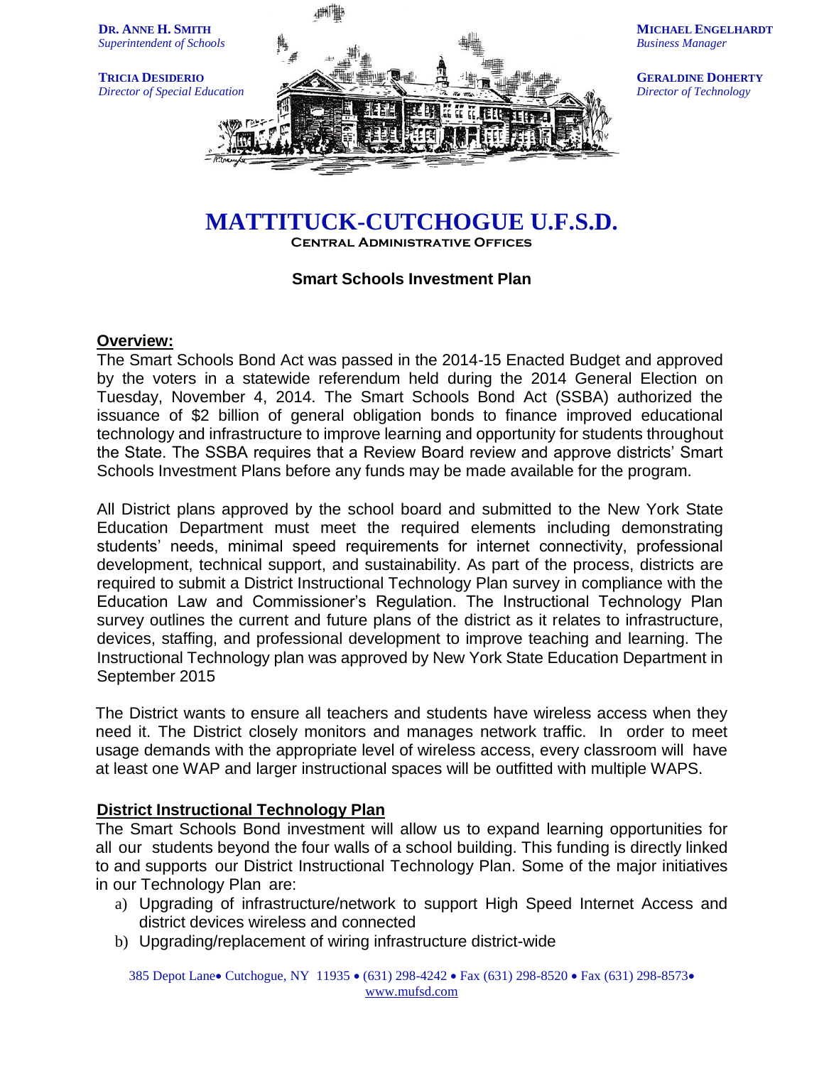**DR. ANNE H. SMITH**
*Superintendent of Schools*

**TRICIA DESIDERIO**
*Director of Special Education*

**MICHAEL ENGELHARDT**
*Business Manager*

**GERALDINE DOHERTY**
*Director of Technology*

# MATTITUCK-CUTCHOGUE U.F.S.D.

**CENTRAL ADMINISTRATIVE OFFICES**

## Smart Schools Investment Plan

### Overview:

The Smart Schools Bond Act was passed in the 2014-15 Enacted Budget and approved by the voters in a statewide referendum held during the 2014 General Election on Tuesday, November 4, 2014. The Smart Schools Bond Act (SSBA) authorized the issuance of $2 billion of general obligation bonds to finance improved educational technology and infrastructure to improve learning and opportunity for students throughout the State. The SSBA requires that a Review Board review and approve districts' Smart Schools Investment Plans before any funds may be made available for the program.

All District plans approved by the school board and submitted to the New York State Education Department must meet the required elements including demonstrating students' needs, minimal speed requirements for internet connectivity, professional development, technical support, and sustainability. As part of the process, districts are required to submit a District Instructional Technology Plan survey in compliance with the Education Law and Commissioner's Regulation. The Instructional Technology Plan survey outlines the current and future plans of the district as it relates to infrastructure, devices, staffing, and professional development to improve teaching and learning. The Instructional Technology plan was approved by New York State Education Department in September 2015

The District wants to ensure all teachers and students have wireless access when they need it. The District closely monitors and manages network traffic. In order to meet usage demands with the appropriate level of wireless access, every classroom will have at least one WAP and larger instructional spaces will be outfitted with multiple WAPS.

### District Instructional Technology Plan

The Smart Schools Bond investment will allow us to expand learning opportunities for all our students beyond the four walls of a school building. This funding is directly linked to and supports our District Instructional Technology Plan. Some of the major initiatives in our Technology Plan are:

a) Upgrading of infrastructure/network to support High Speed Internet Access and district devices wireless and connected
b) Upgrading/replacement of wiring infrastructure district-wide

385 Depot Lane• Cutchogue, NY 11935 • (631) 298-4242 • Fax (631) 298-8520 • Fax (631) 298-8573•
www.mufsd.com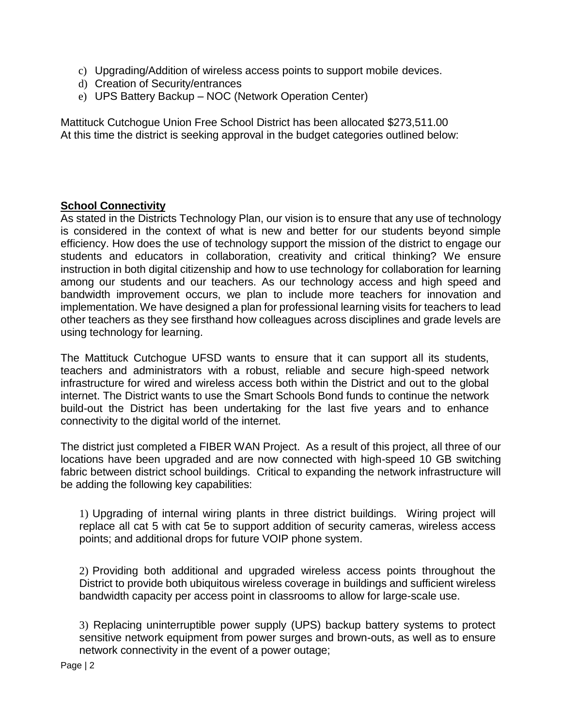c) Upgrading/Addition of wireless access points to support mobile devices.
d) Creation of Security/entrances
e) UPS Battery Backup – NOC (Network Operation Center)

Mattituck Cutchogue Union Free School District has been allocated $273,511.00
At this time the district is seeking approval in the budget categories outlined below:

**School Connectivity**

As stated in the Districts Technology Plan, our vision is to ensure that any use of technology is considered in the context of what is new and better for our students beyond simple efficiency. How does the use of technology support the mission of the district to engage our students and educators in collaboration, creativity and critical thinking? We ensure instruction in both digital citizenship and how to use technology for collaboration for learning among our students and our teachers. As our technology access and high speed and bandwidth improvement occurs, we plan to include more teachers for innovation and implementation. We have designed a plan for professional learning visits for teachers to lead other teachers as they see firsthand how colleagues across disciplines and grade levels are using technology for learning.

The Mattituck Cutchogue UFSD wants to ensure that it can support all its students, teachers and administrators with a robust, reliable and secure high-speed network infrastructure for wired and wireless access both within the District and out to the global internet. The District wants to use the Smart Schools Bond funds to continue the network build-out the District has been undertaking for the last five years and to enhance connectivity to the digital world of the internet.

The district just completed a FIBER WAN Project. As a result of this project, all three of our locations have been upgraded and are now connected with high-speed 10 GB switching fabric between district school buildings. Critical to expanding the network infrastructure will be adding the following key capabilities:

1) Upgrading of internal wiring plants in three district buildings. Wiring project will replace all cat 5 with cat 5e to support addition of security cameras, wireless access points; and additional drops for future VOIP phone system.

2) Providing both additional and upgraded wireless access points throughout the District to provide both ubiquitous wireless coverage in buildings and sufficient wireless bandwidth capacity per access point in classrooms to allow for large-scale use.

3) Replacing uninterruptible power supply (UPS) backup battery systems to protect sensitive network equipment from power surges and brown-outs, as well as to ensure network connectivity in the event of a power outage;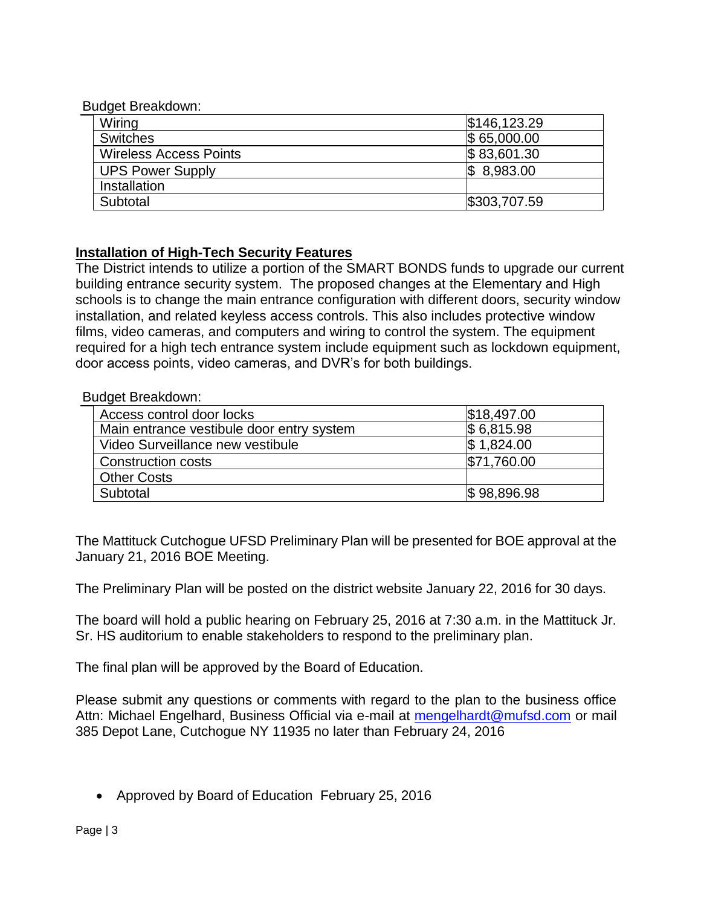Budget Breakdown:

| | |
|---|---|
| Wiring | $146,123.29 |
| Switches | $ 65,000.00 |
| Wireless Access Points | $ 83,601.30 |
| UPS Power Supply | $ 8,983.00 |
| Installation | |
| Subtotal | $303,707.59 |

**Installation of High-Tech Security Features**

The District intends to utilize a portion of the SMART BONDS funds to upgrade our current building entrance security system. The proposed changes at the Elementary and High schools is to change the main entrance configuration with different doors, security window installation, and related keyless access controls. This also includes protective window films, video cameras, and computers and wiring to control the system. The equipment required for a high tech entrance system include equipment such as lockdown equipment, door access points, video cameras, and DVR's for both buildings.

Budget Breakdown:

| | |
|---|---|
| Access control door locks | $18,497.00 |
| Main entrance vestibule door entry system | $ 6,815.98 |
| Video Surveillance new vestibule | $ 1,824.00 |
| Construction costs | $71,760.00 |
| Other Costs | |
| Subtotal | $ 98,896.98 |

The Mattituck Cutchogue UFSD Preliminary Plan will be presented for BOE approval at the January 21, 2016 BOE Meeting.

The Preliminary Plan will be posted on the district website January 22, 2016 for 30 days.

The board will hold a public hearing on February 25, 2016 at 7:30 a.m. in the Mattituck Jr. Sr. HS auditorium to enable stakeholders to respond to the preliminary plan.

The final plan will be approved by the Board of Education.

Please submit any questions or comments with regard to the plan to the business office Attn: Michael Engelhard, Business Official via e-mail at mengelhardt@mufsd.com or mail 385 Depot Lane, Cutchogue NY 11935 no later than February 24, 2016

- Approved by Board of Education February 25, 2016